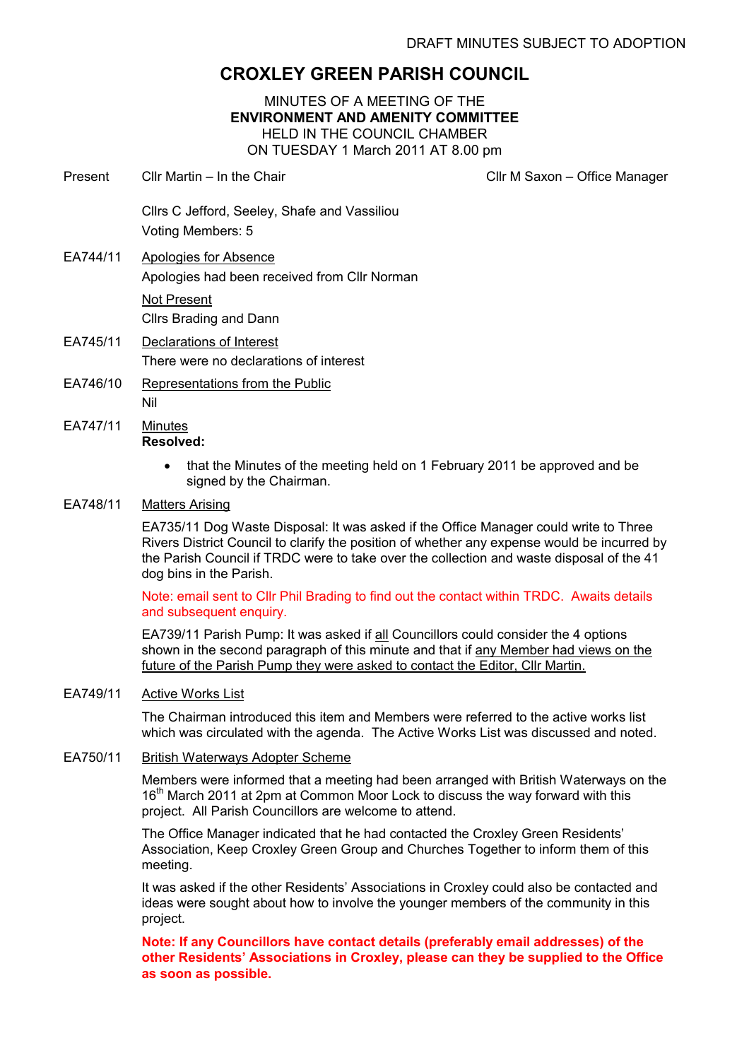DRAFT MINUTES SUBJECT TO ADOPTION

# CROXLEY GREEN PARISH COUNCIL

MINUTES OF A MEETING OF THE
**ENVIRONMENT AND AMENITY COMMITTEE**
HELD IN THE COUNCIL CHAMBER
ON TUESDAY 1 March 2011 AT 8.00 pm

Present: Cllr Martin – In the Chair — Cllr M Saxon – Office Manager

Cllrs C Jefford, Seeley, Shafe and Vassiliou
Voting Members: 5

**EA744/11** Apologies for Absence

Apologies had been received from Cllr Norman

Not Present

Cllrs Brading and Dann

**EA745/11** Declarations of Interest

There were no declarations of interest

**EA746/10** Representations from the Public

Nil

**EA747/11** Minutes

**Resolved:**

- that the Minutes of the meeting held on 1 February 2011 be approved and be signed by the Chairman.

**EA748/11** Matters Arising

EA735/11 Dog Waste Disposal: It was asked if the Office Manager could write to Three Rivers District Council to clarify the position of whether any expense would be incurred by the Parish Council if TRDC were to take over the collection and waste disposal of the 41 dog bins in the Parish.

Note: email sent to Cllr Phil Brading to find out the contact within TRDC. Awaits details and subsequent enquiry.

EA739/11 Parish Pump: It was asked if all Councillors could consider the 4 options shown in the second paragraph of this minute and that if any Member had views on the future of the Parish Pump they were asked to contact the Editor, Cllr Martin.

**EA749/11** Active Works List

The Chairman introduced this item and Members were referred to the active works list which was circulated with the agenda. The Active Works List was discussed and noted.

**EA750/11** British Waterways Adopter Scheme

Members were informed that a meeting had been arranged with British Waterways on the 16th March 2011 at 2pm at Common Moor Lock to discuss the way forward with this project. All Parish Councillors are welcome to attend.

The Office Manager indicated that he had contacted the Croxley Green Residents' Association, Keep Croxley Green Group and Churches Together to inform them of this meeting.

It was asked if the other Residents' Associations in Croxley could also be contacted and ideas were sought about how to involve the younger members of the community in this project.

**Note: If any Councillors have contact details (preferably email addresses) of the other Residents' Associations in Croxley, please can they be supplied to the Office as soon as possible.**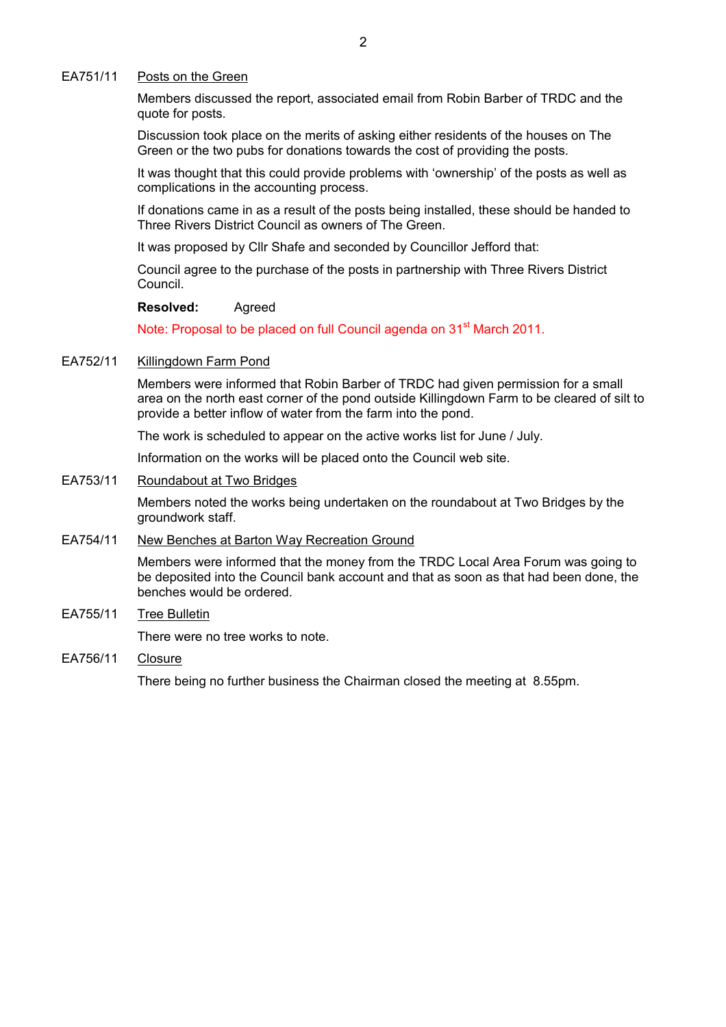EA751/11 Posts on the Green

Members discussed the report, associated email from Robin Barber of TRDC and the quote for posts.

Discussion took place on the merits of asking either residents of the houses on The Green or the two pubs for donations towards the cost of providing the posts.

It was thought that this could provide problems with 'ownership' of the posts as well as complications in the accounting process.

If donations came in as a result of the posts being installed, these should be handed to Three Rivers District Council as owners of The Green.

It was proposed by Cllr Shafe and seconded by Councillor Jefford that:

Council agree to the purchase of the posts in partnership with Three Rivers District Council.

**Resolved:** Agreed

Note: Proposal to be placed on full Council agenda on 31st March 2011.

EA752/11 Killingdown Farm Pond

Members were informed that Robin Barber of TRDC had given permission for a small area on the north east corner of the pond outside Killingdown Farm to be cleared of silt to provide a better inflow of water from the farm into the pond.

The work is scheduled to appear on the active works list for June / July.

Information on the works will be placed onto the Council web site.

EA753/11 Roundabout at Two Bridges

Members noted the works being undertaken on the roundabout at Two Bridges by the groundwork staff.

EA754/11 New Benches at Barton Way Recreation Ground

Members were informed that the money from the TRDC Local Area Forum was going to be deposited into the Council bank account and that as soon as that had been done, the benches would be ordered.

EA755/11 Tree Bulletin

There were no tree works to note.

EA756/11 Closure

There being no further business the Chairman closed the meeting at 8.55pm.